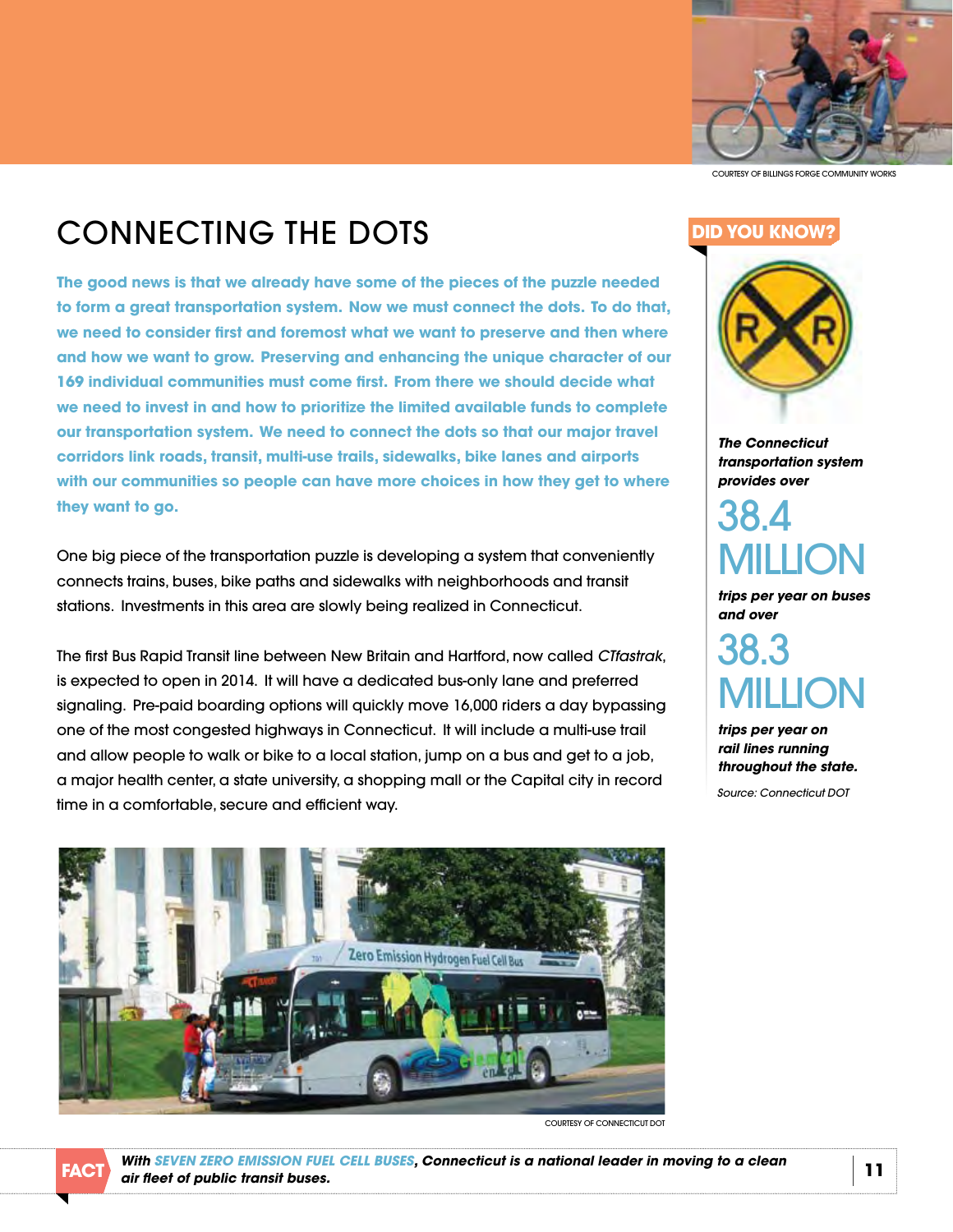COURTESY OF BILLINGS FORGE COMMUNITY WORKS

# CONNECTING THE DOTS

**The good news is that we already have some of the pieces of the puzzle needed to form a great transportation system. Now we must connect the dots. To do that, we need to consider first and foremost what we want to preserve and then where and how we want to grow. Preserving and enhancing the unique character of our 169 individual communities must come first. From there we should decide what we need to invest in and how to prioritize the limited available funds to complete our transportation system. We need to connect the dots so that our major travel corridors link roads, transit, multi-use trails, sidewalks, bike lanes and airports with our communities so people can have more choices in how they get to where they want to go.**

One big piece of the transportation puzzle is developing a system that conveniently connects trains, buses, bike paths and sidewalks with neighborhoods and transit stations. Investments in this area are slowly being realized in Connecticut.

The first Bus Rapid Transit line between New Britain and Hartford, now called *CTfastrak*, is expected to open in 2014. It will have a dedicated bus-only lane and preferred signaling. Pre-paid boarding options will quickly move 16,000 riders a day bypassing one of the most congested highways in Connecticut. It will include a multi-use trail and allow people to walk or bike to a local station, jump on a bus and get to a job, a major health center, a state university, a shopping mall or the Capital city in record time in a comfortable, secure and efficient way.

COURTESY OF CONNECTICUT DOT

## DID YOU KNOW?

***The Connecticut transportation system provides over***

**38.4 MILLION**

***trips per year on buses and over***

**38.3 MILLION**

***trips per year on rail lines running throughout the state.***

*Source: Connecticut DOT*

**FACT** ***With SEVEN ZERO EMISSION FUEL CELL BUSES, Connecticut is a national leader in moving to a clean air fleet of public transit buses.***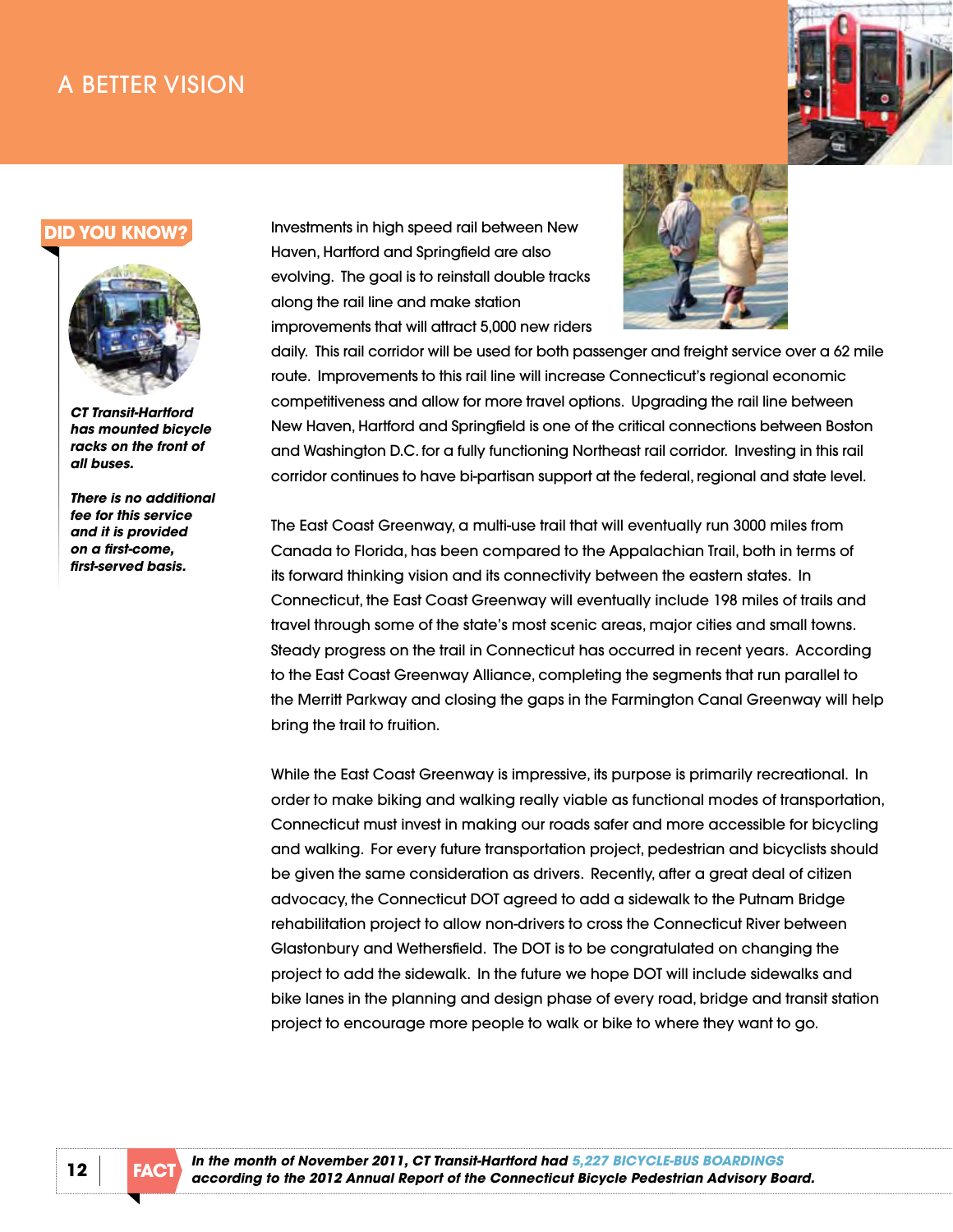# A BETTER VISION

**DID YOU KNOW?**

***CT Transit-Hartford has mounted bicycle racks on the front of all buses.***

***There is no additional fee for this service and it is provided on a first-come, first-served basis.***

Investments in high speed rail between New Haven, Hartford and Springfield are also evolving. The goal is to reinstall double tracks along the rail line and make station improvements that will attract 5,000 new riders daily. This rail corridor will be used for both passenger and freight service over a 62 mile route. Improvements to this rail line will increase Connecticut's regional economic competitiveness and allow for more travel options. Upgrading the rail line between New Haven, Hartford and Springfield is one of the critical connections between Boston and Washington D.C. for a fully functioning Northeast rail corridor. Investing in this rail corridor continues to have bi-partisan support at the federal, regional and state level.

The East Coast Greenway, a multi-use trail that will eventually run 3000 miles from Canada to Florida, has been compared to the Appalachian Trail, both in terms of its forward thinking vision and its connectivity between the eastern states. In Connecticut, the East Coast Greenway will eventually include 198 miles of trails and travel through some of the state's most scenic areas, major cities and small towns. Steady progress on the trail in Connecticut has occurred in recent years. According to the East Coast Greenway Alliance, completing the segments that run parallel to the Merritt Parkway and closing the gaps in the Farmington Canal Greenway will help bring the trail to fruition.

While the East Coast Greenway is impressive, its purpose is primarily recreational. In order to make biking and walking really viable as functional modes of transportation, Connecticut must invest in making our roads safer and more accessible for bicycling and walking. For every future transportation project, pedestrian and bicyclists should be given the same consideration as drivers. Recently, after a great deal of citizen advocacy, the Connecticut DOT agreed to add a sidewalk to the Putnam Bridge rehabilitation project to allow non-drivers to cross the Connecticut River between Glastonbury and Wethersfield. The DOT is to be congratulated on changing the project to add the sidewalk. In the future we hope DOT will include sidewalks and bike lanes in the planning and design phase of every road, bridge and transit station project to encourage more people to walk or bike to where they want to go.

**FACT** ***In the month of November 2011, CT Transit-Hartford had 5,227 BICYCLE-BUS BOARDINGS according to the 2012 Annual Report of the Connecticut Bicycle Pedestrian Advisory Board.***